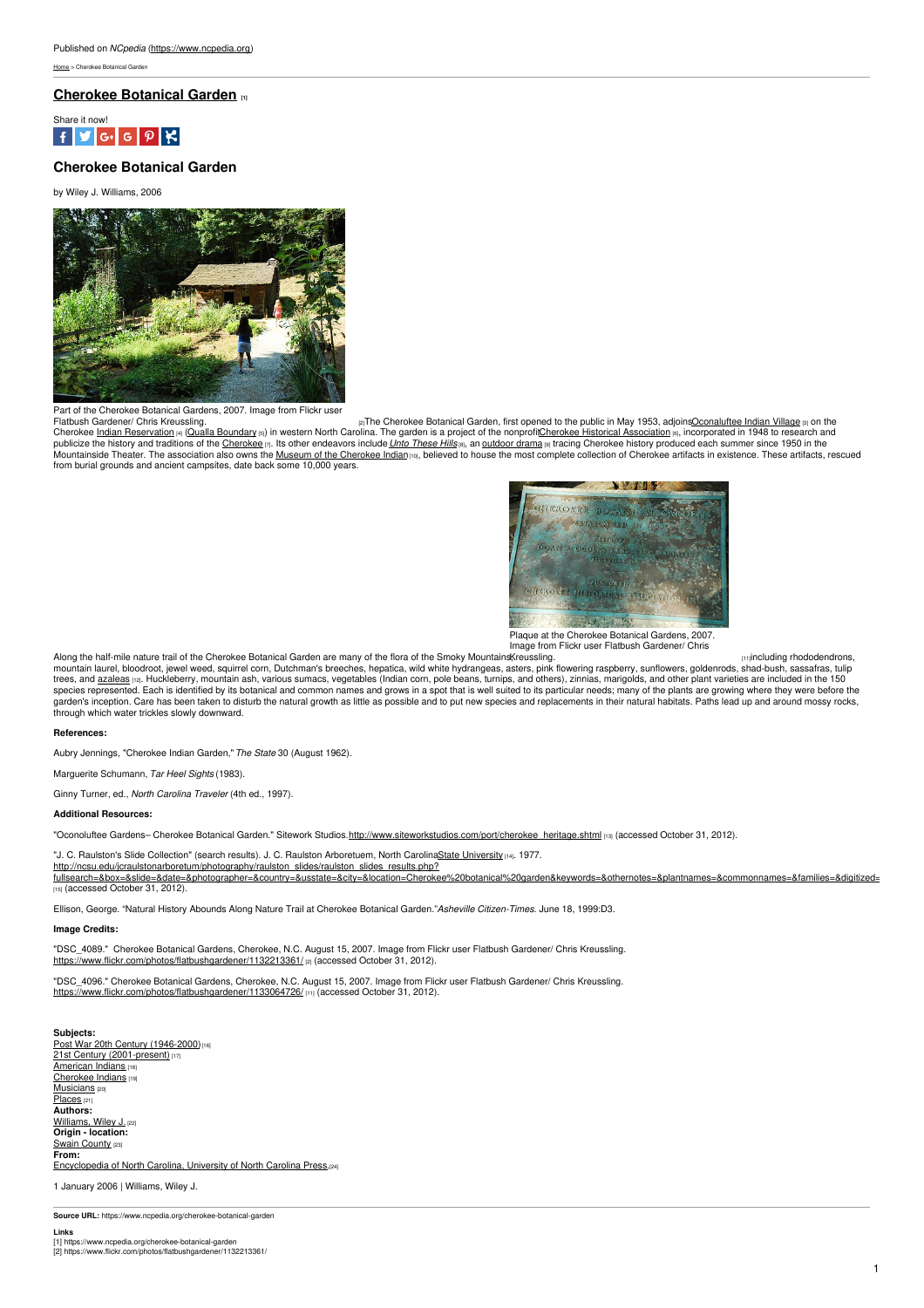Published on *NCpedia* (https://www.ncpedia.org)

Home > Cherokee Botanical Garden

# Cherokee Botanical Garden [1]

Share it now!

## Cherokee Botanical Garden

by Wiley J. Williams, 2006

Part of the Cherokee Botanical Gardens, 2007. Image from Flickr user Flatbush Gardener/ Chris Kreussling. [2]

The Cherokee Botanical Garden, first opened to the public in May 1953, adjoins Oconaluftee Indian Village [3] on the Cherokee Indian Reservation [4] (Qualla Boundary [5]) in western North Carolina. The garden is a project of the nonprofit Cherokee Historical Association [6], incorporated in 1948 to research and publicize the history and traditions of the Cherokee [7]. Its other endeavors include *Unto These Hills* [8], an outdoor drama [9] tracing Cherokee history produced each summer since 1950 in the Mountainside Theater. The association also owns the Museum of the Cherokee Indian [10], believed to house the most complete collection of Cherokee artifacts in existence. These artifacts, rescued from burial grounds and ancient campsites, date back some 10,000 years.

Plaque at the Cherokee Botanical Gardens, 2007. Image from Flickr user Flatbush Gardener/ Chris Kreussling. [11]

Along the half-mile nature trail of the Cherokee Botanical Garden are many of the flora of the Smoky Mountains, including rhododendrons, mountain laurel, bloodroot, jewel weed, squirrel corn, Dutchman's breeches, hepatica, wild hydrangeas, asters, pink flowering raspberry, sunflowers, goldenrods, shad-bush, sassafras, tulip trees, and azaleas [12]. Huckleberry, mountain ash, various sumacs, vegetables (Indian corn, pole beans, turnips, and others), zinnias, marigolds, and other plant varieties are included in the 150 species represented. Each is identified by its botanical and common names and grows in a spot that is well suited to its particular needs; many of the plants are growing where they were before the garden's inception. Care has been taken to disturb the natural growth as little as possible and to put new species and replacements in their natural habitats. Paths lead up and around mossy rocks, through which water trickles slowly downward.

**References:**

Aubry Jennings, "Cherokee Indian Garden," *The State* 30 (August 1962).

Marguerite Schumann, *Tar Heel Sights* (1983).

Ginny Turner, ed., *North Carolina Traveler* (4th ed., 1997).

**Additional Resources:**

"Oconoluftee Gardens– Cherokee Botanical Garden." Sitework Studios. http://www.siteworkstudios.com/port/cherokee_heritage.shtml [13] (accessed October 31, 2012).

"J. C. Raulston's Slide Collection" (search results). J. C. Raulston Arboretuem, North Carolina State University [14]. 1977. http://ncsu.edu/jcraulstonarboretum/photography/raulston_slides/raulston_slides_results.php?fullsearch=&box=&slide=&date=&photographer=&country=&usstate=&city=&location=Cherokee%20botanical%20garden&keywords=&othernotes=&plantnames=&commonnames=&families=&digitized= [15] (accessed October 31, 2012).

Ellison, George. "Natural History Abounds Along Nature Trail at Cherokee Botanical Garden." *Asheville Citizen-Times*. June 18, 1999:D3.

**Image Credits:**

"DSC_4089." Cherokee Botanical Gardens, Cherokee, N.C. August 15, 2007. Image from Flickr user Flatbush Gardener/ Chris Kreussling. https://www.flickr.com/photos/flatbushgardener/1132213361/ [2] (accessed October 31, 2012).

"DSC_4096." Cherokee Botanical Gardens, Cherokee, N.C. August 15, 2007. Image from Flickr user Flatbush Gardener/ Chris Kreussling. https://www.flickr.com/photos/flatbushgardener/1133064726/ [11] (accessed October 31, 2012).

**Subjects:**
Post War 20th Century (1946-2000) [16]
21st Century (2001-present) [17]
American Indians [18]
Cherokee Indians [19]
Musicians [20]
Places [21]
**Authors:**
Williams, Wiley J. [22]
**Origin - location:**
Swain County [23]
**From:**
Encyclopedia of North Carolina, University of North Carolina Press. [24]

1 January 2006 | Williams, Wiley J.

**Source URL:** https://www.ncpedia.org/cherokee-botanical-garden

**Links**
[1] https://www.ncpedia.org/cherokee-botanical-garden
[2] https://www.flickr.com/photos/flatbushgardener/1132213361/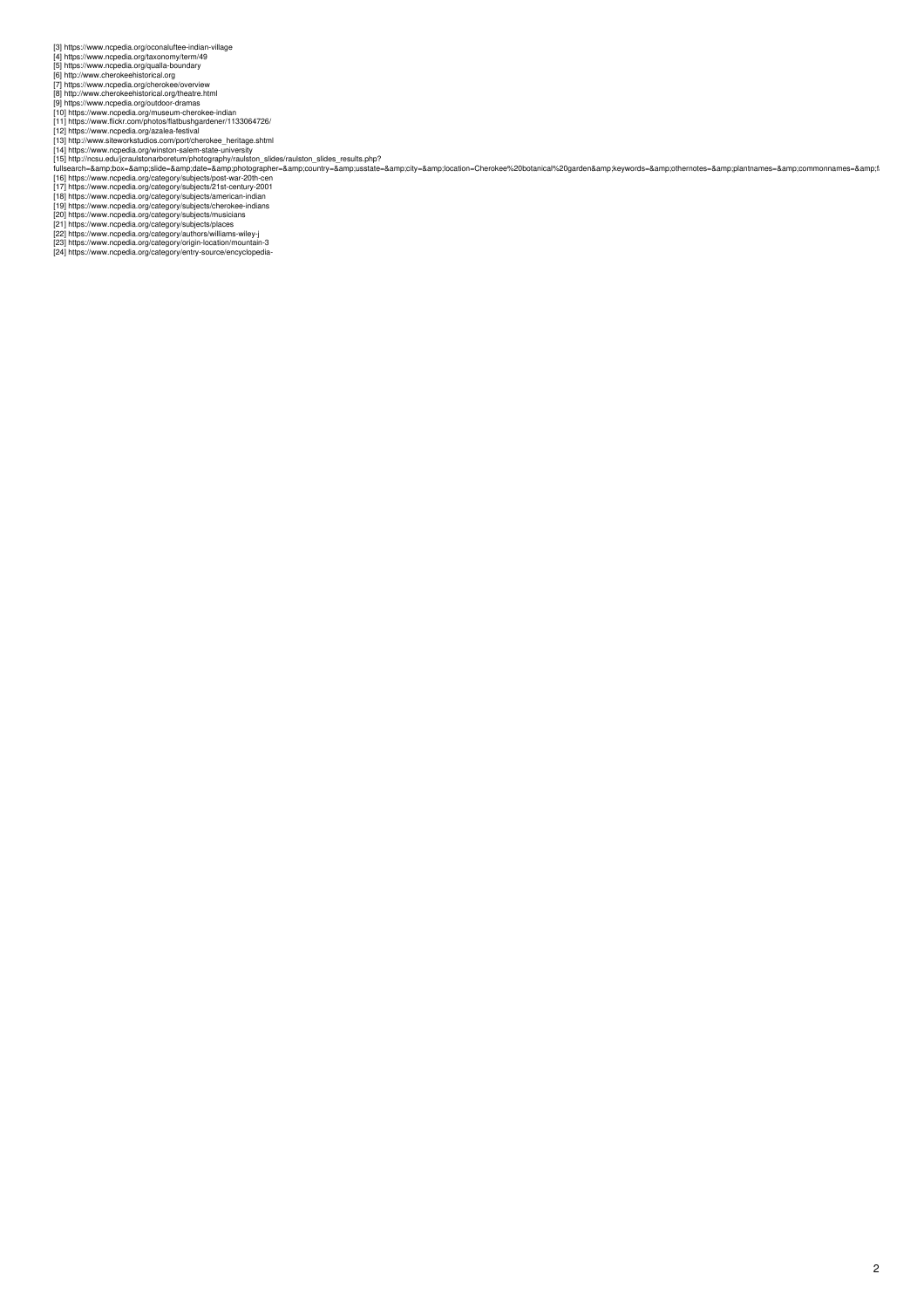[3] https://www.ncpedia.org/oconaluftee-indian-village
[4] https://www.ncpedia.org/taxonomy/term/49
[5] https://www.ncpedia.org/qualla-boundary
[6] http://www.cherokeehistorical.org
[7] https://www.ncpedia.org/cherokee/overview
[8] http://www.cherokeehistorical.org/theatre.html
[9] https://www.ncpedia.org/outdoor-dramas
[10] https://www.ncpedia.org/museum-cherokee-indian
[11] https://www.flickr.com/photos/flatbushgardener/1133064726/
[12] https://www.ncpedia.org/azalea-festival
[13] http://www.siteworkstudios.com/port/cherokee_heritage.shtml
[14] https://www.ncpedia.org/winston-salem-state-university
[15] http://ncsu.edu/jcraulstonarboretum/photography/raulston_slides/raulston_slides_results.php?fullsearch=&amp;box=&amp;slide=&amp;date=&amp;photographer=&amp;country=&amp;usstate=&amp;city=&amp;location=Cherokee%20botanical%20garden&amp;keywords=&amp;othernotes=&amp;plantnames=&amp;commonnames=&amp;f
[16] https://www.ncpedia.org/category/subjects/post-war-20th-cen
[17] https://www.ncpedia.org/category/subjects/21st-century-2001
[18] https://www.ncpedia.org/category/subjects/american-indian
[19] https://www.ncpedia.org/category/subjects/cherokee-indians
[20] https://www.ncpedia.org/category/subjects/musicians
[21] https://www.ncpedia.org/category/subjects/places
[22] https://www.ncpedia.org/category/authors/williams-wiley-j
[23] https://www.ncpedia.org/category/origin-location/mountain-3
[24] https://www.ncpedia.org/category/entry-source/encyclopedia-